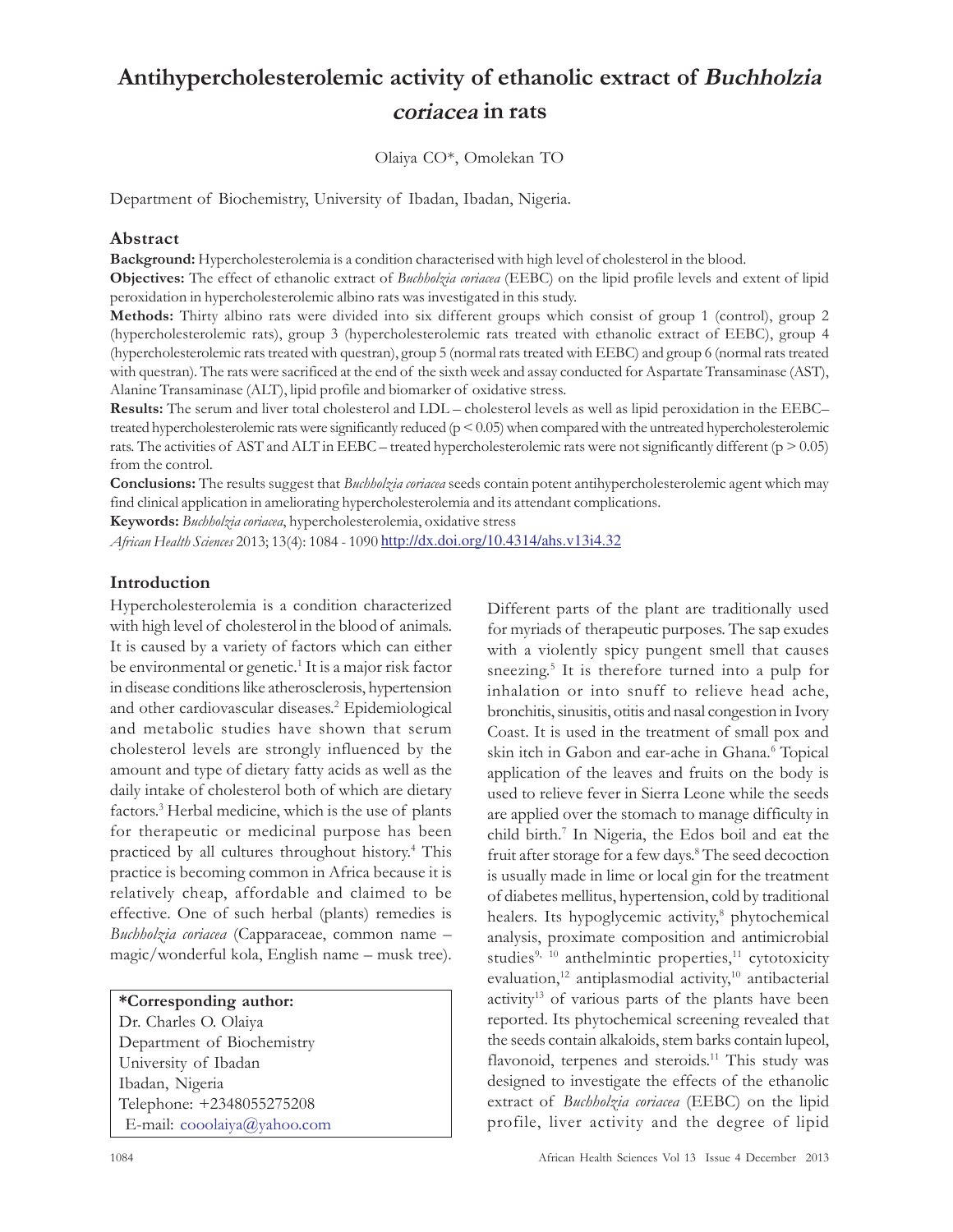# Antihypercholesterolemic activity of ethanolic extract of *Buchholzia coriacea* in rats

Olaiya CO*, Omolekan TO

Department of Biochemistry, University of Ibadan, Ibadan, Nigeria.

## Abstract

**Background:** Hypercholesterolemia is a condition characterised with high level of cholesterol in the blood.

**Objectives:** The effect of ethanolic extract of *Buchholzia coriacea* (EEBC) on the lipid profile levels and extent of lipid peroxidation in hypercholesterolemic albino rats was investigated in this study.

**Methods:** Thirty albino rats were divided into six different groups which consist of group 1 (control), group 2 (hypercholesterolemic rats), group 3 (hypercholesterolemic rats treated with ethanolic extract of EEBC), group 4 (hypercholesterolemic rats treated with questran), group 5 (normal rats treated with EEBC) and group 6 (normal rats treated with questran). The rats were sacrificed at the end of the sixth week and assay conducted for Aspartate Transaminase (AST), Alanine Transaminase (ALT), lipid profile and biomarker of oxidative stress.

**Results:** The serum and liver total cholesterol and LDL – cholesterol levels as well as lipid peroxidation in the EEBC–treated hypercholesterolemic rats were significantly reduced ($p < 0.05$) when compared with the untreated hypercholesterolemic rats. The activities of AST and ALT in EEBC – treated hypercholesterolemic rats were not significantly different ($p > 0.05$) from the control.

**Conclusions:** The results suggest that *Buchholzia coriacea* seeds contain potent antihypercholesterolemic agent which may find clinical application in ameliorating hypercholesterolemia and its attendant complications.

**Keywords:** *Buchholzia coriacea*, hypercholesterolemia, oxidative stress

*African Health Sciences* 2013; 13(4): 1084 - 1090 http://dx.doi.org/10.4314/ahs.v13i4.32

## Introduction

Hypercholesterolemia is a condition characterized with high level of cholesterol in the blood of animals. It is caused by a variety of factors which can either be environmental or genetic.[1] It is a major risk factor in disease conditions like atherosclerosis, hypertension and other cardiovascular diseases.[2] Epidemiological and metabolic studies have shown that serum cholesterol levels are strongly influenced by the amount and type of dietary fatty acids as well as the daily intake of cholesterol both of which are dietary factors.[3] Herbal medicine, which is the use of plants for therapeutic or medicinal purpose has been practiced by all cultures throughout history.[4] This practice is becoming common in Africa because it is relatively cheap, affordable and claimed to be effective. One of such herbal (plants) remedies is *Buchholzia coriacea* (Capparaceae, common name – magic/wonderful kola, English name – musk tree).

**\*Corresponding author:**
Dr. Charles O. Olaiya
Department of Biochemistry
University of Ibadan
Ibadan, Nigeria
Telephone: +2348055275208
E-mail: cooolaiya@yahoo.com

Different parts of the plant are traditionally used for myriads of therapeutic purposes. The sap exudes with a violently spicy pungent smell that causes sneezing.[5] It is therefore turned into a pulp for inhalation or into snuff to relieve head ache, bronchitis, sinusitis, otitis and nasal congestion in Ivory Coast. It is used in the treatment of small pox and skin itch in Gabon and ear-ache in Ghana.[6] Topical application of the leaves and fruits on the body is used to relieve fever in Sierra Leone while the seeds are applied over the stomach to manage difficulty in child birth.[7] In Nigeria, the Edos boil and eat the fruit after storage for a few days.[8] The seed decoction is usually made in lime or local gin for the treatment of diabetes mellitus, hypertension, cold by traditional healers. Its hypoglycemic activity,[8] phytochemical analysis, proximate composition and antimicrobial studies[9, 10] anthelmintic properties,[11] cytotoxicity evaluation,[12] antiplasmodial activity,[10] antibacterial activity[13] of various parts of the plants have been reported. Its phytochemical screening revealed that the seeds contain alkaloids, stem barks contain lupeol, flavonoid, terpenes and steroids.[11] This study was designed to investigate the effects of the ethanolic extract of *Buchholzia coriacea* (EEBC) on the lipid profile, liver activity and the degree of lipid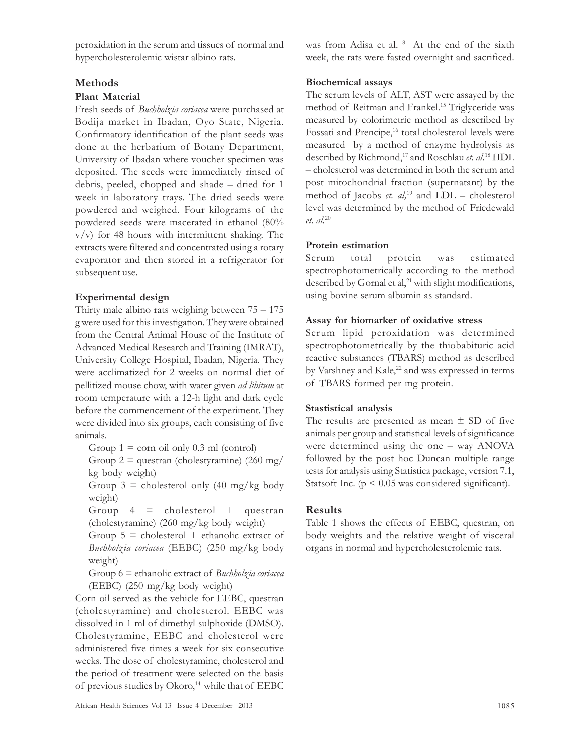peroxidation in the serum and tissues of normal and hypercholesterolemic wistar albino rats.

## Methods

### Plant Material

Fresh seeds of *Buchholzia coriacea* were purchased at Bodija market in Ibadan, Oyo State, Nigeria. Confirmatory identification of the plant seeds was done at the herbarium of Botany Department, University of Ibadan where voucher specimen was deposited. The seeds were immediately rinsed of debris, peeled, chopped and shade – dried for 1 week in laboratory trays. The dried seeds were powdered and weighed. Four kilograms of the powdered seeds were macerated in ethanol (80% v/v) for 48 hours with intermittent shaking. The extracts were filtered and concentrated using a rotary evaporator and then stored in a refrigerator for subsequent use.

### Experimental design

Thirty male albino rats weighing between 75 – 175 g were used for this investigation. They were obtained from the Central Animal House of the Institute of Advanced Medical Research and Training (IMRAT), University College Hospital, Ibadan, Nigeria. They were acclimatized for 2 weeks on normal diet of pellitized mouse chow, with water given *ad libitum* at room temperature with a 12-h light and dark cycle before the commencement of the experiment. They were divided into six groups, each consisting of five animals.

Group 1 = corn oil only 0.3 ml (control)

Group 2 = questran (cholestyramine) (260 mg/ kg body weight)

Group 3 = cholesterol only (40 mg/kg body weight)

Group 4 = cholesterol + questran (cholestyramine) (260 mg/kg body weight)

Group 5 = cholesterol + ethanolic extract of *Buchholzia coriacea* (EEBC) (250 mg/kg body weight)

Group 6 = ethanolic extract of *Buchholzia coriacea* (EEBC) (250 mg/kg body weight)

Corn oil served as the vehicle for EEBC, questran (cholestyramine) and cholesterol. EEBC was dissolved in 1 ml of dimethyl sulphoxide (DMSO). Cholestyramine, EEBC and cholesterol were administered five times a week for six consecutive weeks. The dose of cholestyramine, cholesterol and the period of treatment were selected on the basis of previous studies by Okoro,[14] while that of EEBC was from Adisa et al. [8]. At the end of the sixth week, the rats were fasted overnight and sacrificed.

### Biochemical assays

The serum levels of ALT, AST were assayed by the method of Reitman and Frankel.[15] Triglyceride was measured by colorimetric method as described by Fossati and Prencipe,[16] total cholesterol levels were measured by a method of enzyme hydrolysis as described by Richmond,[17] and Roschlau *et. al.*[18] HDL – cholesterol was determined in both the serum and post mitochondrial fraction (supernatant) by the method of Jacobs *et. al,*[19] and LDL – cholesterol level was determined by the method of Friedewald *et. al.*[20]

### Protein estimation

Serum total protein was estimated spectrophotometrically according to the method described by Gornal et al,[21] with slight modifications, using bovine serum albumin as standard.

### Assay for biomarker of oxidative stress

Serum lipid peroxidation was determined spectrophotometrically by the thiobabituric acid reactive substances (TBARS) method as described by Varshney and Kale,[22] and was expressed in terms of TBARS formed per mg protein.

### Stastistical analysis

The results are presented as mean ± SD of five animals per group and statistical levels of significance were determined using the one – way ANOVA followed by the post hoc Duncan multiple range tests for analysis using Statistica package, version 7.1, Statsoft Inc. ($p < 0.05$ was considered significant).

## Results

Table 1 shows the effects of EEBC, questran, on body weights and the relative weight of visceral organs in normal and hypercholesterolemic rats.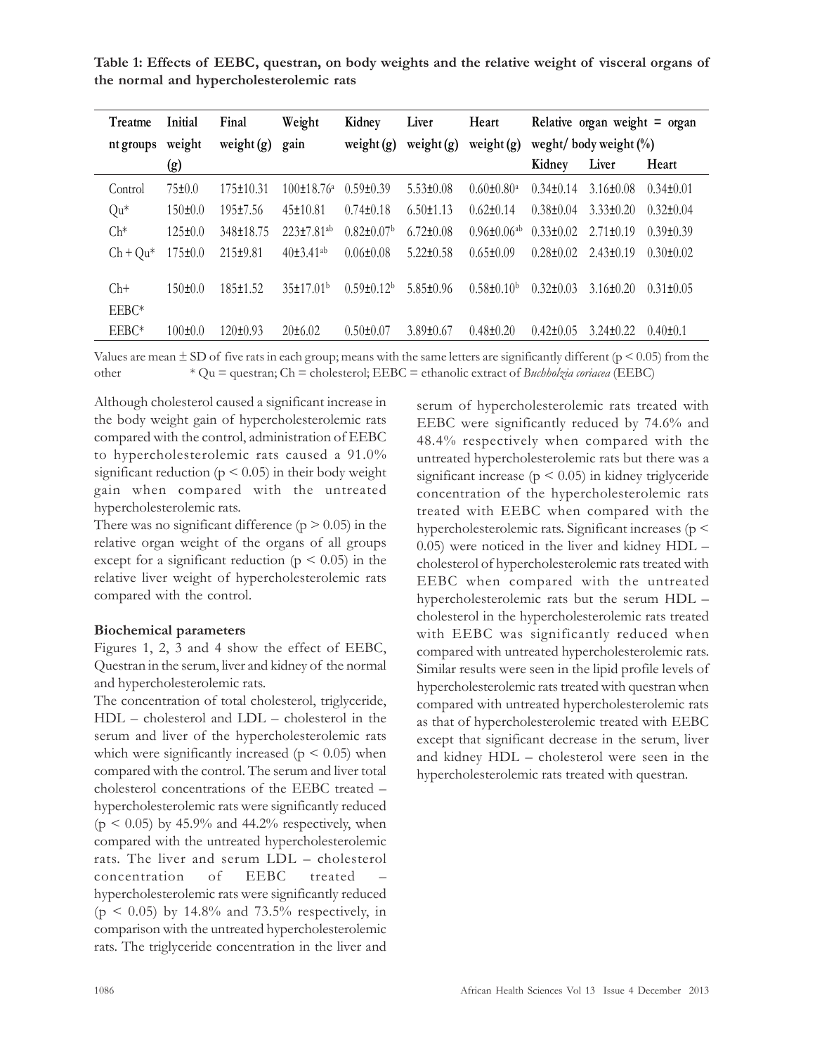**Table 1: Effects of EEBC, questran, on body weights and the relative weight of visceral organs of the normal and hypercholesterolemic rats**

| Treatment groups | Initial weight (g) | Final weight (g) | Weight gain | Kidney weight (g) | Liver weight (g) | Heart weight (g) | Relative organ weight = organ weght/ body weight (%) | | |
|---|---|---|---|---|---|---|---|---|---|
| | | | | | | | Kidney | Liver | Heart |
| Control | 75±0.0 | 175±10.31 | 100±18.76[a] | 0.59±0.39 | 5.53±0.08 | 0.60±0.80[a] | 0.34±0.14 | 3.16±0.08 | 0.34±0.01 |
| Qu* | 150±0.0 | 195±7.56 | 45±10.81 | 0.74±0.18 | 6.50±1.13 | 0.62±0.14 | 0.38±0.04 | 3.33±0.20 | 0.32±0.04 |
| Ch* | 125±0.0 | 348±18.75 | 223±7.81[ab] | 0.82±0.07[b] | 6.72±0.08 | 0.96±0.06[ab] | 0.33±0.02 | 2.71±0.19 | 0.39±0.39 |
| Ch + Qu* | 175±0.0 | 215±9.81 | 40±3.41[ab] | 0.06±0.08 | 5.22±0.58 | 0.65±0.09 | 0.28±0.02 | 2.43±0.19 | 0.30±0.02 |
| Ch+ EEBC* | 150±0.0 | 185±1.52 | 35±17.01[b] | 0.59±0.12[b] | 5.85±0.96 | 0.58±0.10[b] | 0.32±0.03 | 3.16±0.20 | 0.31±0.05 |
| EEBC* | 100±0.0 | 120±0.93 | 20±6.02 | 0.50±0.07 | 3.89±0.67 | 0.48±0.20 | 0.42±0.05 | 3.24±0.22 | 0.40±0.1 |

Values are mean ± SD of five rats in each group; means with the same letters are significantly different ($p < 0.05$) from the other * Qu = questran; Ch = cholesterol; EEBC = ethanolic extract of *Buchholzia coriacea* (EEBC)

Although cholesterol caused a significant increase in the body weight gain of hypercholesterolemic rats compared with the control, administration of EEBC to hypercholesterolemic rats caused a 91.0% significant reduction ($p < 0.05$) in their body weight gain when compared with the untreated hypercholesterolemic rats.

There was no significant difference ($p > 0.05$) in the relative organ weight of the organs of all groups except for a significant reduction ($p < 0.05$) in the relative liver weight of hypercholesterolemic rats compared with the control.

### Biochemical parameters

Figures 1, 2, 3 and 4 show the effect of EEBC, Questran in the serum, liver and kidney of the normal and hypercholesterolemic rats.

The concentration of total cholesterol, triglyceride, HDL – cholesterol and LDL – cholesterol in the serum and liver of the hypercholesterolemic rats which were significantly increased ($p < 0.05$) when compared with the control. The serum and liver total cholesterol concentrations of the EEBC treated – hypercholesterolemic rats were significantly reduced ($p < 0.05$) by 45.9% and 44.2% respectively, when compared with the untreated hypercholesterolemic rats. The liver and serum LDL – cholesterol concentration of EEBC treated – hypercholesterolemic rats were significantly reduced ($p < 0.05$) by 14.8% and 73.5% respectively, in comparison with the untreated hypercholesterolemic rats. The triglyceride concentration in the liver and serum of hypercholesterolemic rats treated with EEBC were significantly reduced by 74.6% and 48.4% respectively when compared with the untreated hypercholesterolemic rats but there was a significant increase ($p < 0.05$) in kidney triglyceride concentration of the hypercholesterolemic rats treated with EEBC when compared with the hypercholesterolemic rats. Significant increases ($p < 0.05$) were noticed in the liver and kidney HDL – cholesterol of hypercholesterolemic rats treated with EEBC when compared with the untreated hypercholesterolemic rats but the serum HDL – cholesterol in the hypercholesterolemic rats treated with EEBC was significantly reduced when compared with untreated hypercholesterolemic rats. Similar results were seen in the lipid profile levels of hypercholesterolemic rats treated with questran when compared with untreated hypercholesterolemic rats as that of hypercholesterolemic treated with EEBC except that significant decrease in the serum, liver and kidney HDL – cholesterol were seen in the hypercholesterolemic rats treated with questran.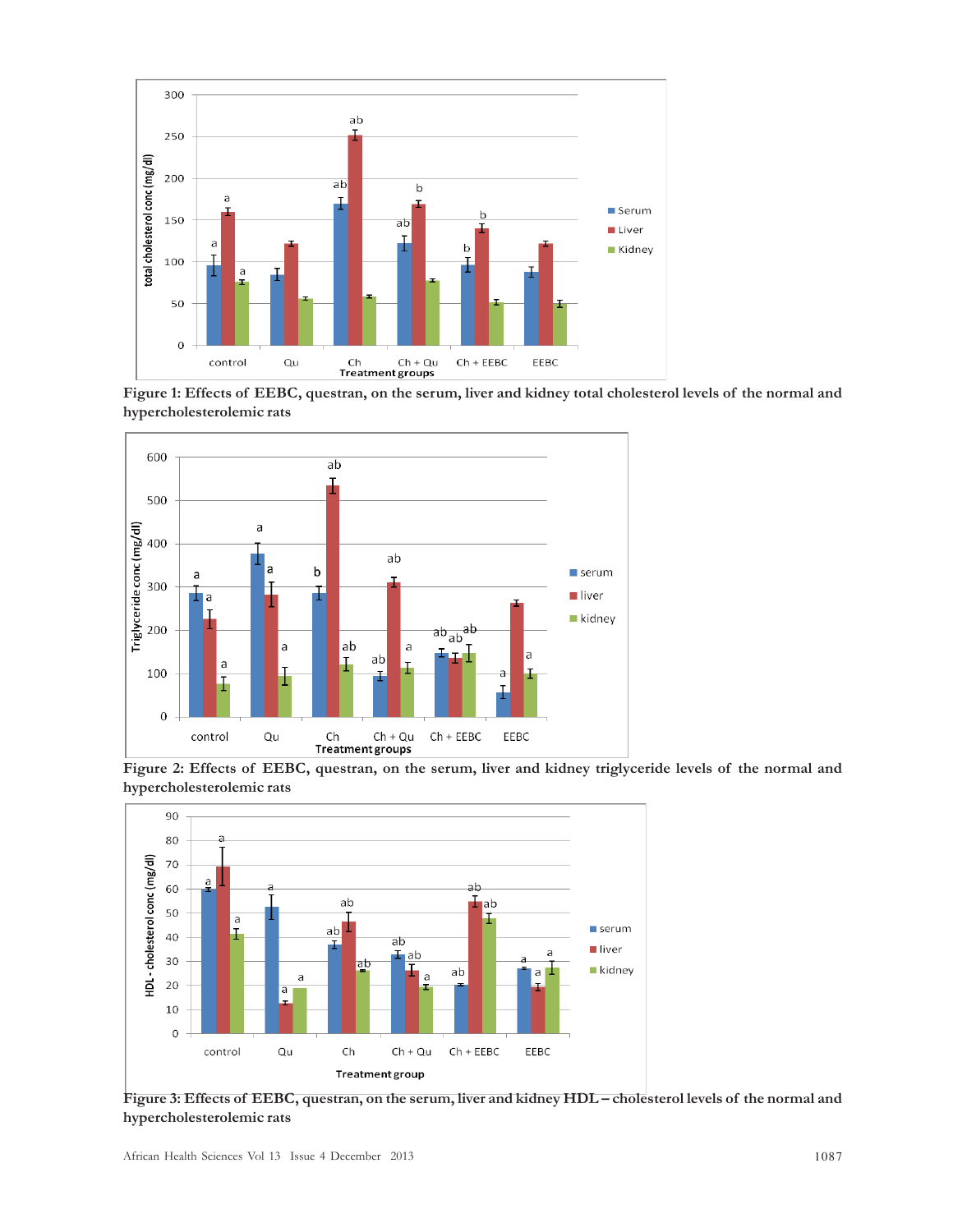**Figure 1: Effects of EEBC, questran, on the serum, liver and kidney total cholesterol levels of the normal and hypercholesterolemic rats**

**Figure 2: Effects of EEBC, questran, on the serum, liver and kidney triglyceride levels of the normal and hypercholesterolemic rats**

**Figure 3: Effects of EEBC, questran, on the serum, liver and kidney HDL – cholesterol levels of the normal and hypercholesterolemic rats**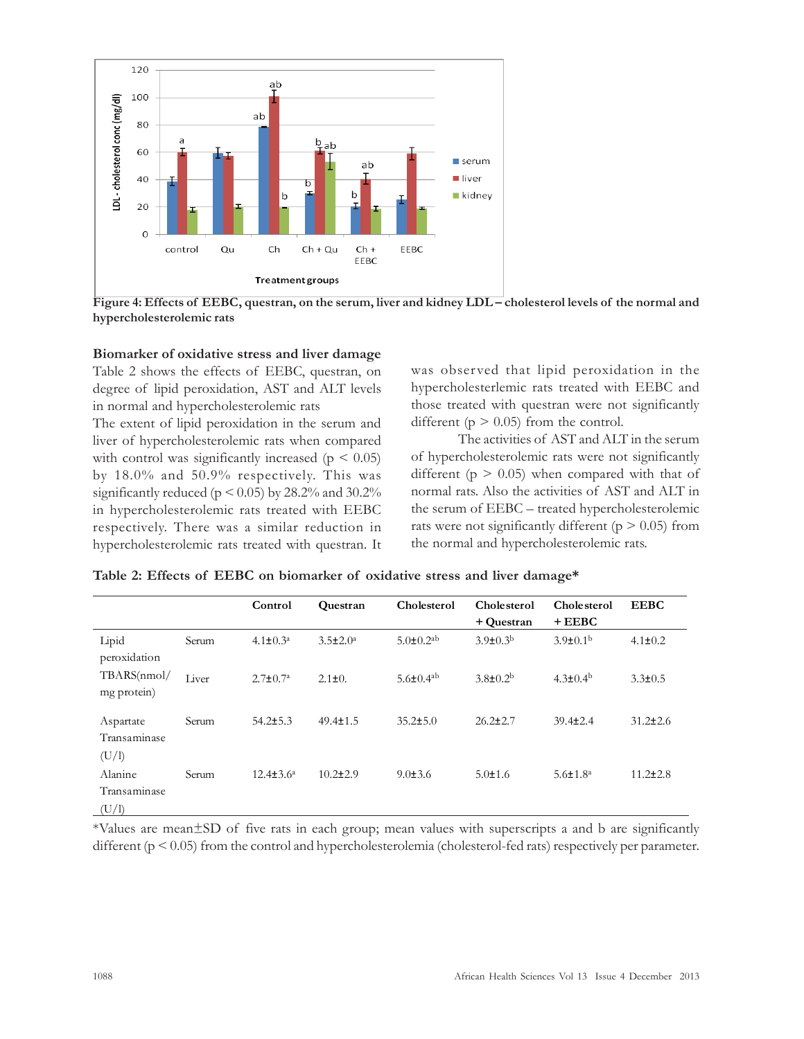**Figure 4: Effects of EEBC, questran, on the serum, liver and kidney LDL – cholesterol levels of the normal and hypercholesterolemic rats**

**Biomarker of oxidative stress and liver damage**

Table 2 shows the effects of EEBC, questran, on degree of lipid peroxidation, AST and ALT levels in normal and hypercholesterolemic rats

The extent of lipid peroxidation in the serum and liver of hypercholesterolemic rats when compared with control was significantly increased ($p < 0.05$) by 18.0% and 50.9% respectively. This was significantly reduced ($p < 0.05$) by 28.2% and 30.2% in hypercholesterolemic rats treated with EEBC respectively. There was a similar reduction in hypercholesterolemic rats treated with questran. It was observed that lipid peroxidation in the hypercholesterlemic rats treated with EEBC and those treated with questran were not significantly different ($p > 0.05$) from the control.

The activities of AST and ALT in the serum of hypercholesterolemic rats were not significantly different ($p > 0.05$) when compared with that of normal rats. Also the activities of AST and ALT in the serum of EEBC – treated hypercholesterolemic rats were not significantly different ($p > 0.05$) from the normal and hypercholesterolemic rats.

**Table 2: Effects of EEBC on biomarker of oxidative stress and liver damage***

| | | Control | Questran | Cholesterol | Cholesterol + Questran | Cholesterol + EEBC | EEBC |
|---|---|---|---|---|---|---|---|
| Lipid peroxidation | Serum | $4.1 \pm 0.3^{a}$ | $3.5 \pm 2.0^{a}$ | $5.0 \pm 0.2^{ab}$ | $3.9 \pm 0.3^{b}$ | $3.9 \pm 0.1^{b}$ | $4.1 \pm 0.2$ |
| TBARS(nmol/mg protein) | Liver | $2.7 \pm 0.7^{a}$ | $2.1 \pm 0.$ | $5.6 \pm 0.4^{ab}$ | $3.8 \pm 0.2^{b}$ | $4.3 \pm 0.4^{b}$ | $3.3 \pm 0.5$ |
| Aspartate Transaminase (U/l) | Serum | $54.2 \pm 5.3$ | $49.4 \pm 1.5$ | $35.2 \pm 5.0$ | $26.2 \pm 2.7$ | $39.4 \pm 2.4$ | $31.2 \pm 2.6$ |
| Alanine Transaminase (U/l) | Serum | $12.4 \pm 3.6^{a}$ | $10.2 \pm 2.9$ | $9.0 \pm 3.6$ | $5.0 \pm 1.6$ | $5.6 \pm 1.8^{a}$ | $11.2 \pm 2.8$ |

*Values are mean±SD of five rats in each group; mean values with superscripts a and b are significantly different ($p < 0.05$) from the control and hypercholesterolemia (cholesterol-fed rats) respectively per parameter.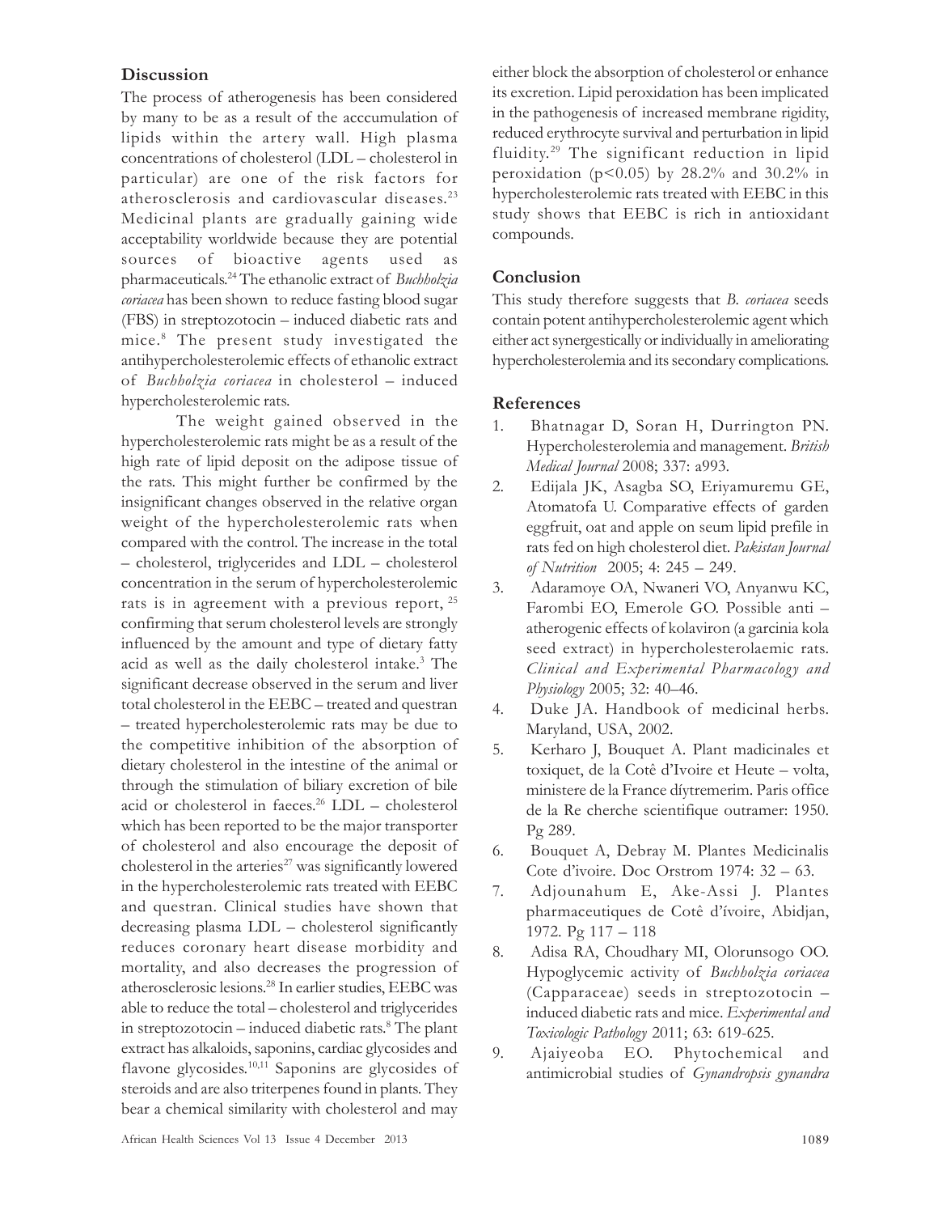## Discussion

The process of atherogenesis has been considered by many to be as a result of the acccumulation of lipids within the artery wall. High plasma concentrations of cholesterol (LDL – cholesterol in particular) are one of the risk factors for atherosclerosis and cardiovascular diseases.[23] Medicinal plants are gradually gaining wide acceptability worldwide because they are potential sources of bioactive agents used as pharmaceuticals.[24] The ethanolic extract of *Buchholzia coriacea* has been shown to reduce fasting blood sugar (FBS) in streptozotocin – induced diabetic rats and mice.[8] The present study investigated the antihypercholesterolemic effects of ethanolic extract of *Buchholzia coriacea* in cholesterol – induced hypercholesterolemic rats.

The weight gained observed in the hypercholesterolemic rats might be as a result of the high rate of lipid deposit on the adipose tissue of the rats. This might further be confirmed by the insignificant changes observed in the relative organ weight of the hypercholesterolemic rats when compared with the control. The increase in the total – cholesterol, triglycerides and LDL – cholesterol concentration in the serum of hypercholesterolemic rats is in agreement with a previous report, [25] confirming that serum cholesterol levels are strongly influenced by the amount and type of dietary fatty acid as well as the daily cholesterol intake.[3] The significant decrease observed in the serum and liver total cholesterol in the EEBC – treated and questran – treated hypercholesterolemic rats may be due to the competitive inhibition of the absorption of dietary cholesterol in the intestine of the animal or through the stimulation of biliary excretion of bile acid or cholesterol in faeces.[26] LDL – cholesterol which has been reported to be the major transporter of cholesterol and also encourage the deposit of cholesterol in the arteries[27] was significantly lowered in the hypercholesterolemic rats treated with EEBC and questran. Clinical studies have shown that decreasing plasma LDL – cholesterol significantly reduces coronary heart disease morbidity and mortality, and also decreases the progression of atherosclerosic lesions.[28] In earlier studies, EEBC was able to reduce the total – cholesterol and triglycerides in streptozotocin – induced diabetic rats.[8] The plant extract has alkaloids, saponins, cardiac glycosides and flavone glycosides.[10,11] Saponins are glycosides of steroids and are also triterpenes found in plants. They bear a chemical similarity with cholesterol and may either block the absorption of cholesterol or enhance its excretion. Lipid peroxidation has been implicated in the pathogenesis of increased membrane rigidity, reduced erythrocyte survival and perturbation in lipid fluidity.[29] The significant reduction in lipid peroxidation ($p<0.05$) by 28.2% and 30.2% in hypercholesterolemic rats treated with EEBC in this study shows that EEBC is rich in antioxidant compounds.

## Conclusion

This study therefore suggests that *B. coriacea* seeds contain potent antihypercholesterolemic agent which either act synergestically or individually in ameliorating hypercholesterolemia and its secondary complications.

## References

1. Bhatnagar D, Soran H, Durrington PN. Hypercholesterolemia and management. *British Medical Journal* 2008; 337: a993.
2. Edijala JK, Asagba SO, Eriyamuremu GE, Atomatofa U. Comparative effects of garden eggfruit, oat and apple on seum lipid prefile in rats fed on high cholesterol diet. *Pakistan Journal of Nutrition* 2005; 4: 245 – 249.
3. Adaramoye OA, Nwaneri VO, Anyanwu KC, Farombi EO, Emerole GO. Possible anti – atherogenic effects of kolaviron (a garcinia kola seed extract) in hypercholesterolaemic rats. *Clinical and Experimental Pharmacology and Physiology* 2005; 32: 40–46.
4. Duke JA. Handbook of medicinal herbs. Maryland, USA, 2002.
5. Kerharo J, Bouquet A. Plant madicinales et toxiquet, de la Cotê d'Ivoire et Heute – volta, ministere de la France díytremerim. Paris office de la Re cherche scientifique outramer: 1950. Pg 289.
6. Bouquet A, Debray M. Plantes Medicinalis Cote d'ivoire. Doc Orstrom 1974: 32 – 63.
7. Adjounahum E, Ake-Assi J. Plantes pharmaceutiques de Cotê d'ívoire, Abidjan, 1972. Pg 117 – 118
8. Adisa RA, Choudhary MI, Olorunsogo OO. Hypoglycemic activity of *Buchholzia coriacea* (Capparaceae) seeds in streptozotocin – induced diabetic rats and mice. *Experimental and Toxicologic Pathology* 2011; 63: 619-625.
9. Ajaiyeoba EO. Phytochemical and antimicrobial studies of *Gynandropsis gynandra*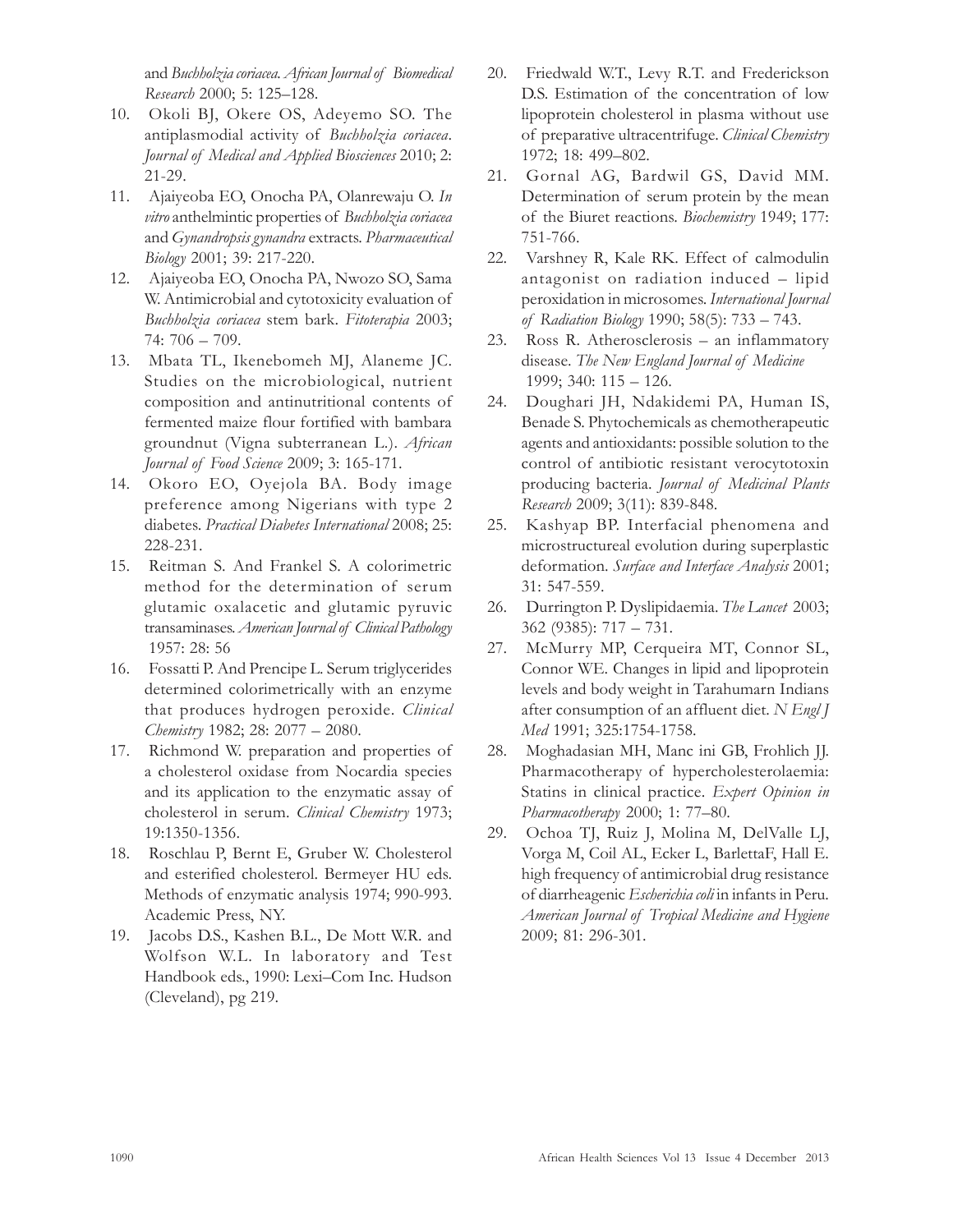and *Buchholzia coriacea*. *African Journal of Biomedical Research* 2000; 5: 125–128.

10. Okoli BJ, Okere OS, Adeyemo SO. The antiplasmodial activity of *Buchholzia coriacea*. *Journal of Medical and Applied Biosciences* 2010; 2: 21-29.
11. Ajaiyeoba EO, Onocha PA, Olanrewaju O. *In vitro* anthelmintic properties of *Buchholzia coriacea* and *Gynandropsis gynandra* extracts. *Pharmaceutical Biology* 2001; 39: 217-220.
12. Ajaiyeoba EO, Onocha PA, Nwozo SO, Sama W. Antimicrobial and cytotoxicity evaluation of *Buchholzia coriacea* stem bark. *Fitoterapia* 2003; 74: 706 – 709.
13. Mbata TL, Ikenebomeh MJ, Alaneme JC. Studies on the microbiological, nutrient composition and antinutritional contents of fermented maize flour fortified with bambara groundnut (Vigna subterranean L.). *African Journal of Food Science* 2009; 3: 165-171.
14. Okoro EO, Oyejola BA. Body image preference among Nigerians with type 2 diabetes. *Practical Diabetes International* 2008; 25: 228-231.
15. Reitman S. And Frankel S. A colorimetric method for the determination of serum glutamic oxalacetic and glutamic pyruvic transaminases. *American Journal of Clinical Pathology* 1957: 28: 56
16. Fossatti P. And Prencipe L. Serum triglycerides determined colorimetrically with an enzyme that produces hydrogen peroxide. *Clinical Chemistry* 1982; 28: 2077 – 2080.
17. Richmond W. preparation and properties of a cholesterol oxidase from Nocardia species and its application to the enzymatic assay of cholesterol in serum. *Clinical Chemistry* 1973; 19:1350-1356.
18. Roschlau P, Bernt E, Gruber W. Cholesterol and esterified cholesterol. Bermeyer HU eds. Methods of enzymatic analysis 1974; 990-993. Academic Press, NY.
19. Jacobs D.S., Kashen B.L., De Mott W.R. and Wolfson W.L. In laboratory and Test Handbook eds., 1990: Lexi–Com Inc. Hudson (Cleveland), pg 219.
20. Friedwald W.T., Levy R.T. and Frederickson D.S. Estimation of the concentration of low lipoprotein cholesterol in plasma without use of preparative ultracentrifuge. *Clinical Chemistry* 1972; 18: 499–802.
21. Gornal AG, Bardwil GS, David MM. Determination of serum protein by the mean of the Biuret reactions. *Biochemistry* 1949; 177: 751-766.
22. Varshney R, Kale RK. Effect of calmodulin antagonist on radiation induced – lipid peroxidation in microsomes. *International Journal of Radiation Biology* 1990; 58(5): 733 – 743.
23. Ross R. Atherosclerosis – an inflammatory disease. *The New England Journal of Medicine* 1999; 340: 115 – 126.
24. Doughari JH, Ndakidemi PA, Human IS, Benade S. Phytochemicals as chemotherapeutic agents and antioxidants: possible solution to the control of antibiotic resistant verocytotoxin producing bacteria. *Journal of Medicinal Plants Research* 2009; 3(11): 839-848.
25. Kashyap BP. Interfacial phenomena and microstructureal evolution during superplastic deformation. *Surface and Interface Analysis* 2001; 31: 547-559.
26. Durrington P. Dyslipidaemia. *The Lancet* 2003; 362 (9385): 717 – 731.
27. McMurry MP, Cerqueira MT, Connor SL, Connor WE. Changes in lipid and lipoprotein levels and body weight in Tarahumarn Indians after consumption of an affluent diet. *N Engl J Med* 1991; 325:1754-1758.
28. Moghadasian MH, Manc ini GB, Frohlich JJ. Pharmacotherapy of hypercholesterolaemia: Statins in clinical practice. *Expert Opinion in Pharmacotherapy* 2000; 1: 77–80.
29. Ochoa TJ, Ruiz J, Molina M, DelValle LJ, Vorga M, Coil AL, Ecker L, BarlettaF, Hall E. high frequency of antimicrobial drug resistance of diarrheagenic *Escherichia coli* in infants in Peru. *American Journal of Tropical Medicine and Hygiene* 2009; 81: 296-301.